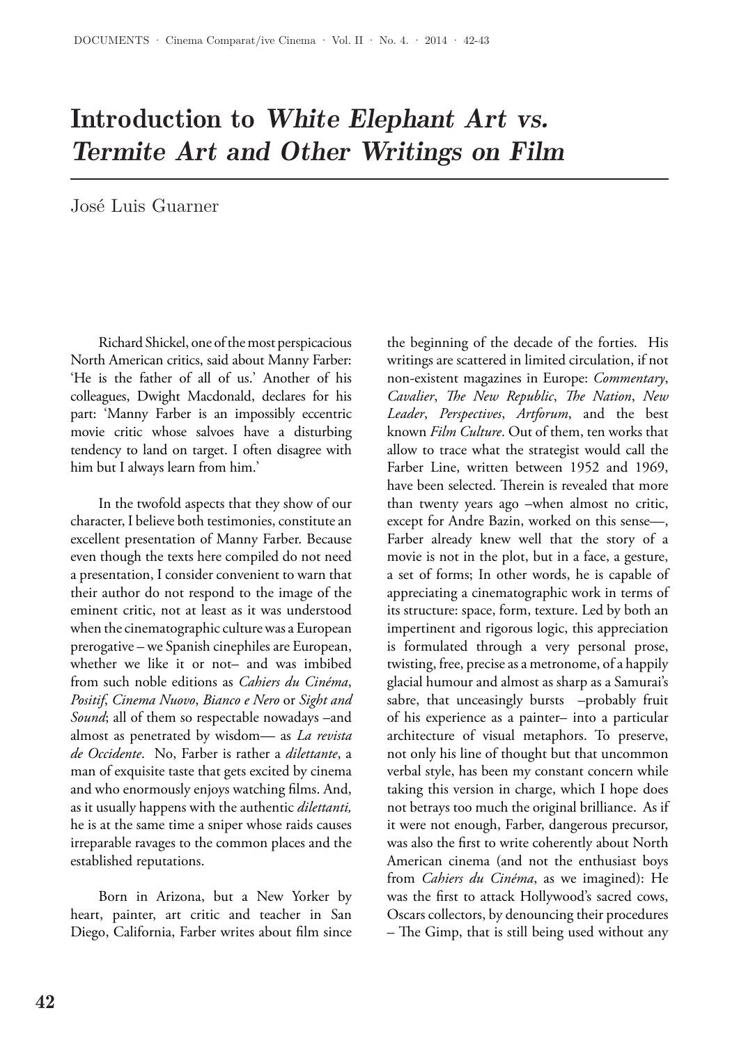# Introduction to *White Elephant Art vs. Termite Art and Other Writings on Film*

José Luis Guarner

Richard Shickel, one of the most perspicacious North American critics, said about Manny Farber: 'He is the father of all of us.' Another of his colleagues, Dwight Macdonald, declares for his part: 'Manny Farber is an impossibly eccentric movie critic whose salvoes have a disturbing tendency to land on target. I often disagree with him but I always learn from him.'

In the twofold aspects that they show of our character, I believe both testimonies, constitute an excellent presentation of Manny Farber. Because even though the texts here compiled do not need a presentation, I consider convenient to warn that their author do not respond to the image of the eminent critic, not at least as it was understood when the cinematographic culture was a European prerogative – we Spanish cinephiles are European, whether we like it or not– and was imbibed from such noble editions as *Cahiers du Cinéma*, *Positif*, *Cinema Nuovo*, *Bianco e Nero* or *Sight and Sound*; all of them so respectable nowadays –and almost as penetrated by wisdom— as *La revista de Occidente*. No, Farber is rather a *dilettante*, a man of exquisite taste that gets excited by cinema and who enormously enjoys watching films. And, as it usually happens with the authentic *dilettanti,* he is at the same time a sniper whose raids causes irreparable ravages to the common places and the established reputations.

Born in Arizona, but a New Yorker by heart, painter, art critic and teacher in San Diego, California, Farber writes about film since the beginning of the decade of the forties. His writings are scattered in limited circulation, if not non-existent magazines in Europe: *Commentary*, *Cavalier*, *The New Republic*, *The Nation*, *New Leader*, *Perspectives*, *Artforum*, and the best known *Film Culture*. Out of them, ten works that allow to trace what the strategist would call the Farber Line, written between 1952 and 1969, have been selected. Therein is revealed that more than twenty years ago –when almost no critic, except for Andre Bazin, worked on this sense—, Farber already knew well that the story of a movie is not in the plot, but in a face, a gesture, a set of forms; In other words, he is capable of appreciating a cinematographic work in terms of its structure: space, form, texture. Led by both an impertinent and rigorous logic, this appreciation is formulated through a very personal prose, twisting, free, precise as a metronome, of a happily glacial humour and almost as sharp as a Samurai's sabre, that unceasingly bursts –probably fruit of his experience as a painter– into a particular architecture of visual metaphors. To preserve, not only his line of thought but that uncommon verbal style, has been my constant concern while taking this version in charge, which I hope does not betrays too much the original brilliance. As if it were not enough, Farber, dangerous precursor, was also the first to write coherently about North American cinema (and not the enthusiast boys from *Cahiers du Cinéma*, as we imagined): He was the first to attack Hollywood's sacred cows, Oscars collectors, by denouncing their procedures – The Gimp, that is still being used without any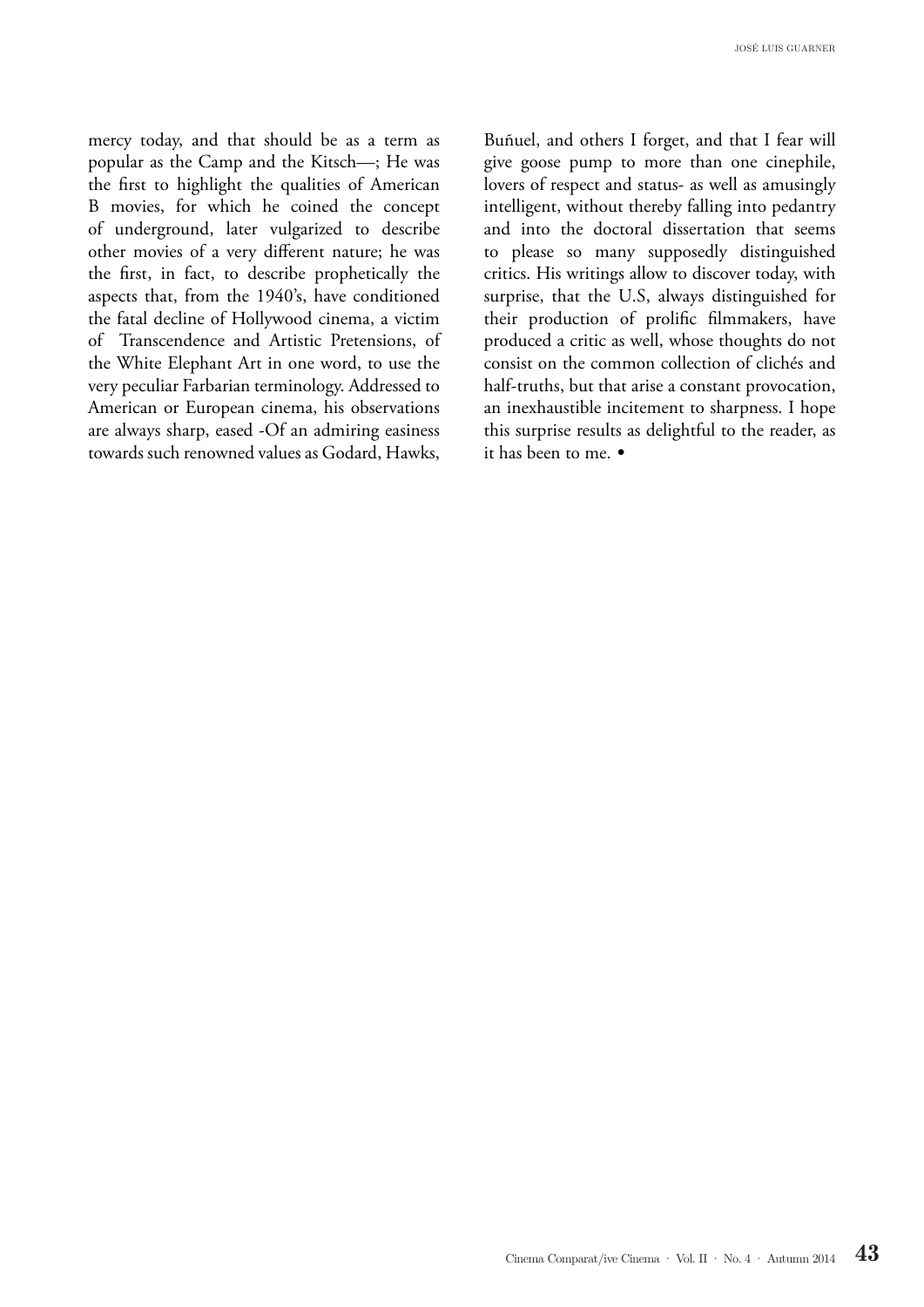mercy today, and that should be as a term as popular as the Camp and the Kitsch—; He was the first to highlight the qualities of American B movies, for which he coined the concept of underground, later vulgarized to describe other movies of a very different nature; he was the first, in fact, to describe prophetically the aspects that, from the 1940's, have conditioned the fatal decline of Hollywood cinema, a victim of Transcendence and Artistic Pretensions, of the White Elephant Art in one word, to use the very peculiar Farbarian terminology. Addressed to American or European cinema, his observations are always sharp, eased -Of an admiring easiness towards such renowned values as Godard, Hawks, Buñuel, and others I forget, and that I fear will give goose pump to more than one cinephile, lovers of respect and status- as well as amusingly intelligent, without thereby falling into pedantry and into the doctoral dissertation that seems to please so many supposedly distinguished critics. His writings allow to discover today, with surprise, that the U.S, always distinguished for their production of prolific filmmakers, have produced a critic as well, whose thoughts do not consist on the common collection of clichés and half-truths, but that arise a constant provocation, an inexhaustible incitement to sharpness. I hope this surprise results as delightful to the reader, as it has been to me. •